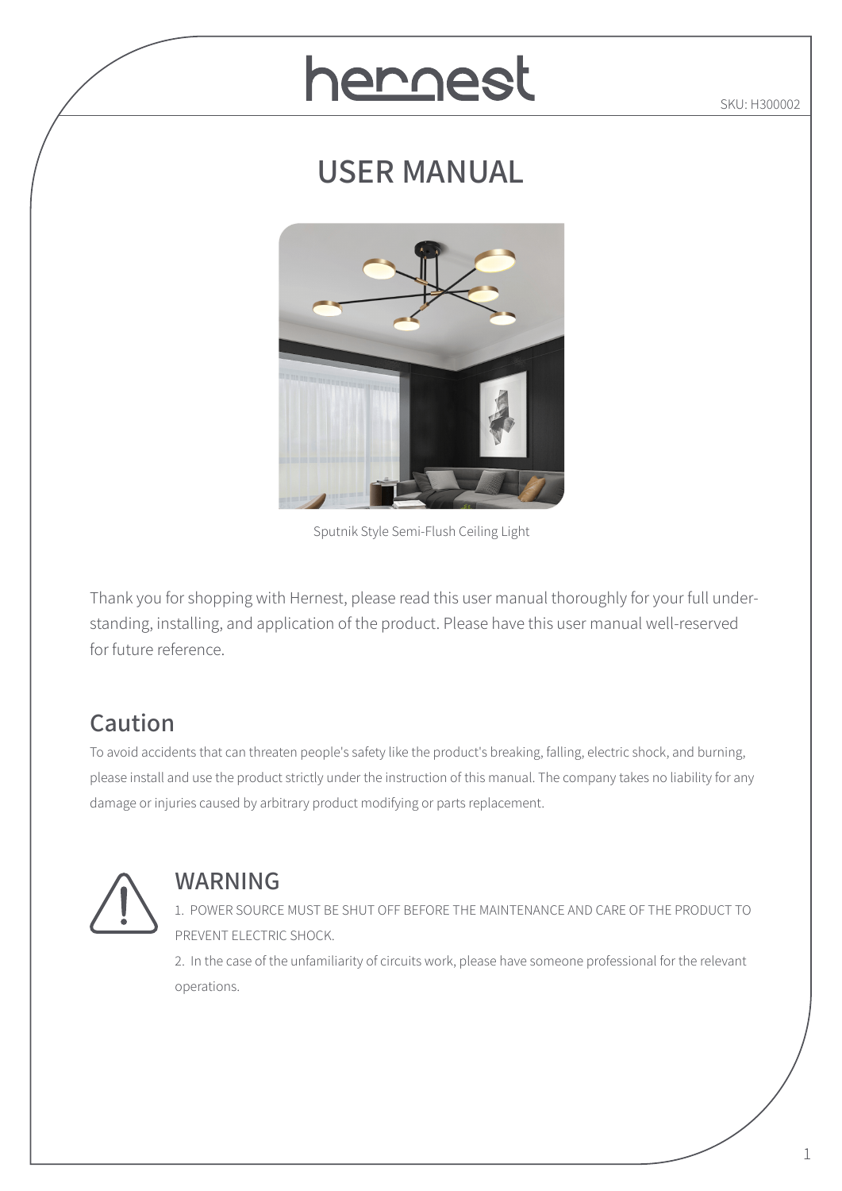# hernest

SKU: H300002

## USER MANUAL

Sputnik Style Semi-Flush Ceiling Light

Thank you for shopping with Hernest, please read this user manual thoroughly for your full understanding, installing, and application of the product. Please have this user manual well-reserved for future reference.

## Caution

To avoid accidents that can threaten people's safety like the product's breaking, falling, electric shock, and burning, please install and use the product strictly under the instruction of this manual. The company takes no liability for any damage or injuries caused by arbitrary product modifying or parts replacement.

## WARNING

1. POWER SOURCE MUST BE SHUT OFF BEFORE THE MAINTENANCE AND CARE OF THE PRODUCT TO PREVENT ELECTRIC SHOCK.
2. In the case of the unfamiliarity of circuits work, please have someone professional for the relevant operations.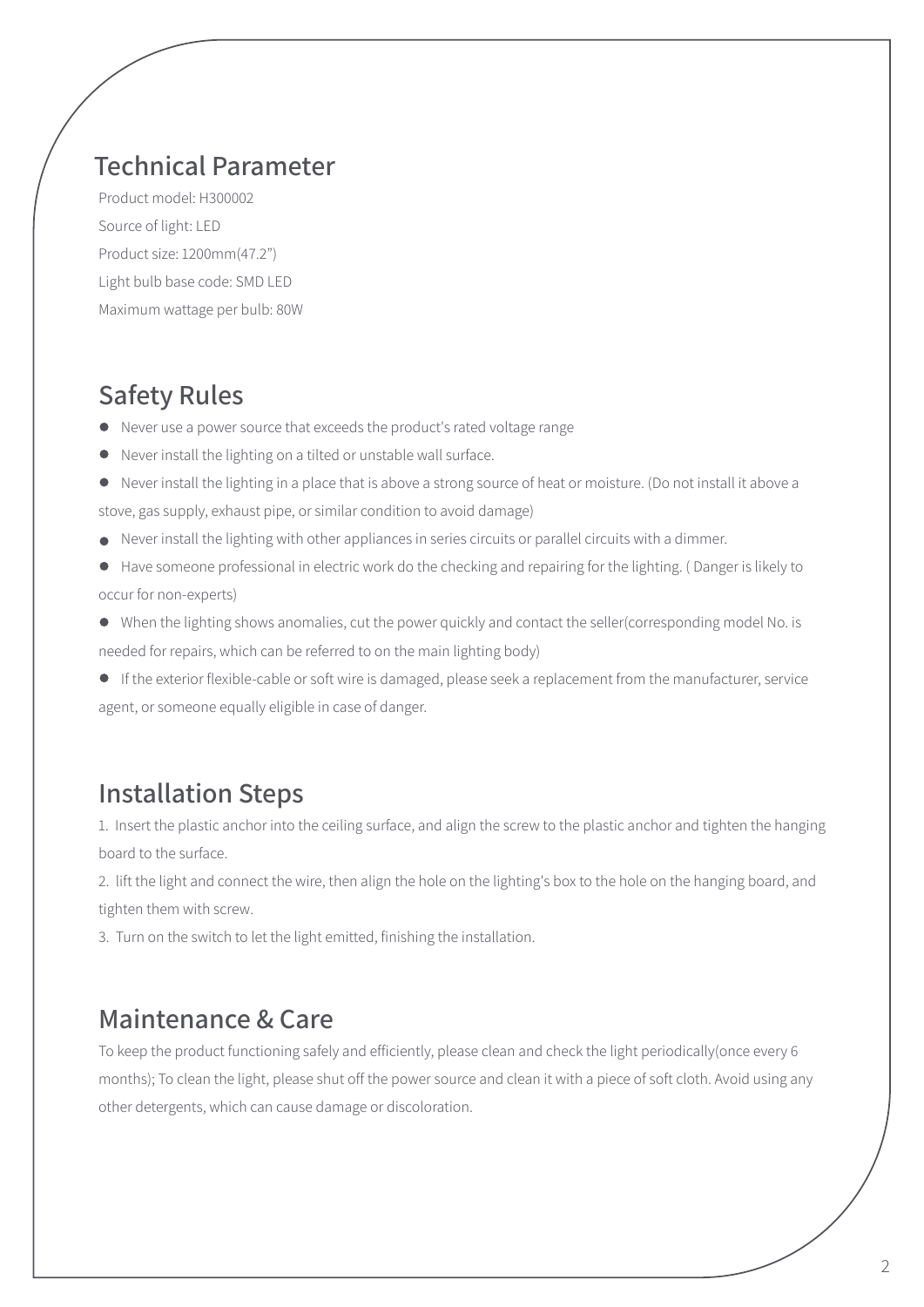## Technical Parameter

Product model: H300002

Source of light: LED

Product size: 1200mm(47.2")

Light bulb base code: SMD LED

Maximum wattage per bulb: 80W

## Safety Rules

- Never use a power source that exceeds the product's rated voltage range
- Never install the lighting on a tilted or unstable wall surface.
- Never install the lighting in a place that is above a strong source of heat or moisture. (Do not install it above a stove, gas supply, exhaust pipe, or similar condition to avoid damage)
- Never install the lighting with other appliances in series circuits or parallel circuits with a dimmer.
- Have someone professional in electric work do the checking and repairing for the lighting. ( Danger is likely to occur for non-experts)
- When the lighting shows anomalies, cut the power quickly and contact the seller(corresponding model No. is needed for repairs, which can be referred to on the main lighting body)
- If the exterior flexible-cable or soft wire is damaged, please seek a replacement from the manufacturer, service agent, or someone equally eligible in case of danger.

## Installation Steps

1. Insert the plastic anchor into the ceiling surface, and align the screw to the plastic anchor and tighten the hanging board to the surface.
2. lift the light and connect the wire, then align the hole on the lighting's box to the hole on the hanging board, and tighten them with screw.
3. Turn on the switch to let the light emitted, finishing the installation.

## Maintenance & Care

To keep the product functioning safely and efficiently, please clean and check the light periodically(once every 6 months); To clean the light, please shut off the power source and clean it with a piece of soft cloth. Avoid using any other detergents, which can cause damage or discoloration.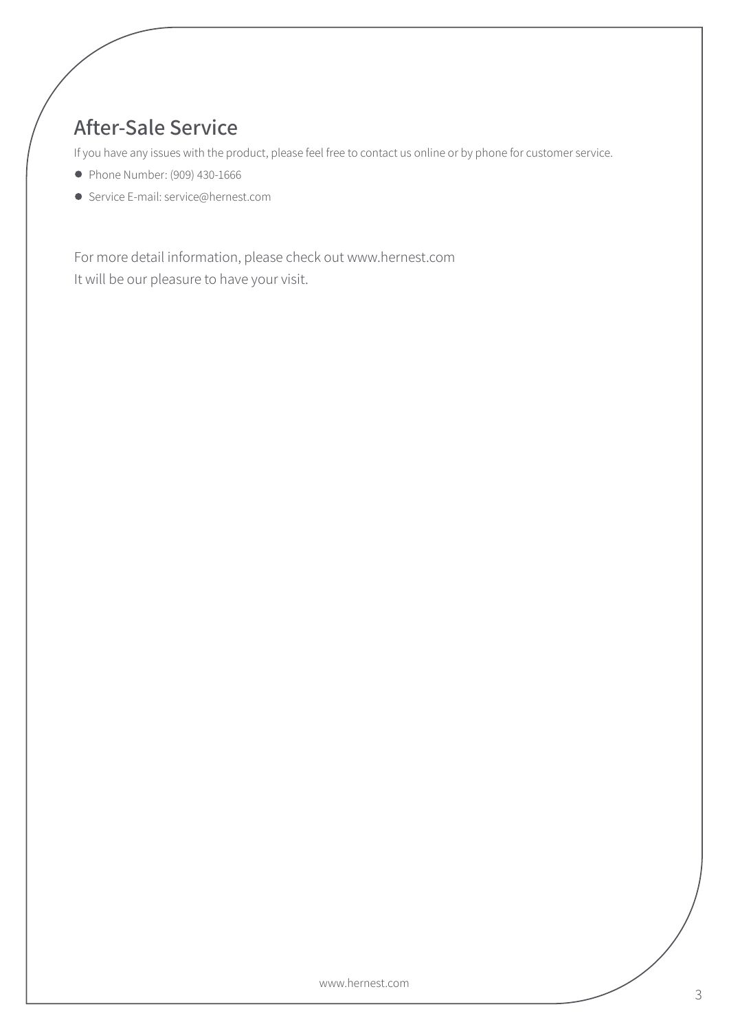## After-Sale Service

If you have any issues with the product, please feel free to contact us online or by phone for customer service.

- Phone Number: (909) 430-1666
- Service E-mail: service@hernest.com

For more detail information, please check out www.hernest.com
It will be our pleasure to have your visit.